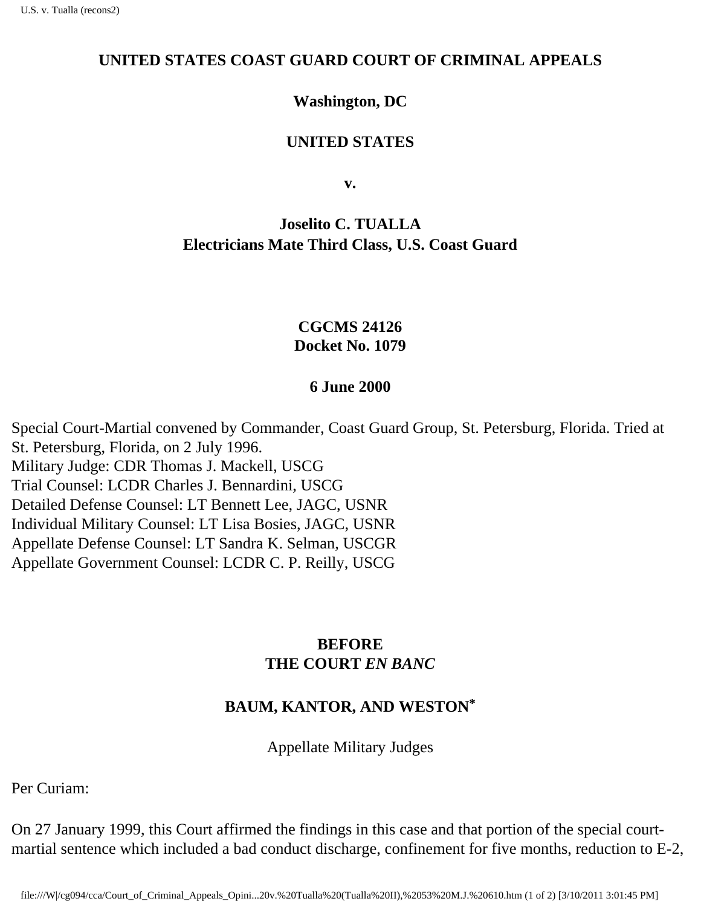**UNITED STATES COAST GUARD COURT OF CRIMINAL APPEALS**

**Washington, DC**

**UNITED STATES**

**v.**

**Joselito C. TUALLA**
**Electricians Mate Third Class, U.S. Coast Guard**

**CGCMS 24126**
**Docket No. 1079**

**6 June 2000**

Special Court-Martial convened by Commander, Coast Guard Group, St. Petersburg, Florida. Tried at St. Petersburg, Florida, on 2 July 1996.
Military Judge: CDR Thomas J. Mackell, USCG
Trial Counsel: LCDR Charles J. Bennardini, USCG
Detailed Defense Counsel: LT Bennett Lee, JAGC, USNR
Individual Military Counsel: LT Lisa Bosies, JAGC, USNR
Appellate Defense Counsel: LT Sandra K. Selman, USCGR
Appellate Government Counsel: LCDR C. P. Reilly, USCG

**BEFORE**
**THE COURT *EN BANC***

**BAUM, KANTOR, AND WESTON***

Appellate Military Judges

Per Curiam:

On 27 January 1999, this Court affirmed the findings in this case and that portion of the special court-martial sentence which included a bad conduct discharge, confinement for five months, reduction to E-2,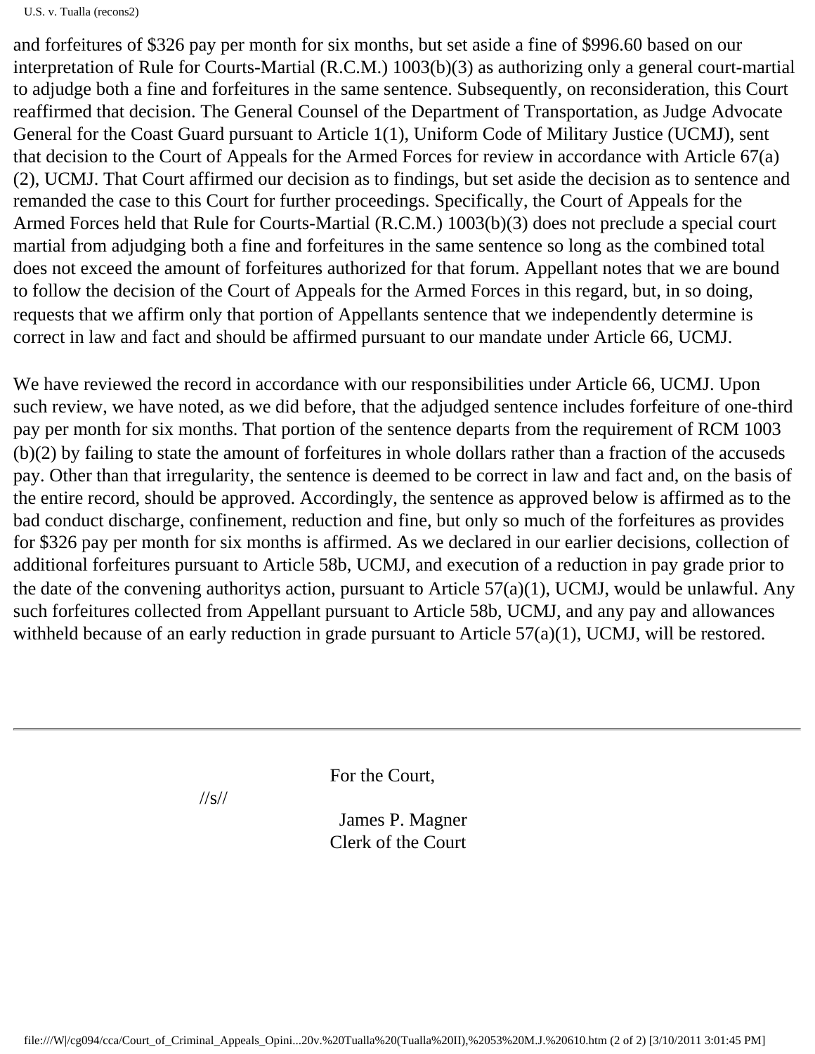and forfeitures of $326 pay per month for six months, but set aside a fine of $996.60 based on our interpretation of Rule for Courts-Martial (R.C.M.) 1003(b)(3) as authorizing only a general court-martial to adjudge both a fine and forfeitures in the same sentence. Subsequently, on reconsideration, this Court reaffirmed that decision. The General Counsel of the Department of Transportation, as Judge Advocate General for the Coast Guard pursuant to Article 1(1), Uniform Code of Military Justice (UCMJ), sent that decision to the Court of Appeals for the Armed Forces for review in accordance with Article 67(a)(2), UCMJ. That Court affirmed our decision as to findings, but set aside the decision as to sentence and remanded the case to this Court for further proceedings. Specifically, the Court of Appeals for the Armed Forces held that Rule for Courts-Martial (R.C.M.) 1003(b)(3) does not preclude a special court martial from adjudging both a fine and forfeitures in the same sentence so long as the combined total does not exceed the amount of forfeitures authorized for that forum. Appellant notes that we are bound to follow the decision of the Court of Appeals for the Armed Forces in this regard, but, in so doing, requests that we affirm only that portion of Appellants sentence that we independently determine is correct in law and fact and should be affirmed pursuant to our mandate under Article 66, UCMJ.

We have reviewed the record in accordance with our responsibilities under Article 66, UCMJ. Upon such review, we have noted, as we did before, that the adjudged sentence includes forfeiture of one-third pay per month for six months. That portion of the sentence departs from the requirement of RCM 1003(b)(2) by failing to state the amount of forfeitures in whole dollars rather than a fraction of the accuseds pay. Other than that irregularity, the sentence is deemed to be correct in law and fact and, on the basis of the entire record, should be approved. Accordingly, the sentence as approved below is affirmed as to the bad conduct discharge, confinement, reduction and fine, but only so much of the forfeitures as provides for $326 pay per month for six months is affirmed. As we declared in our earlier decisions, collection of additional forfeitures pursuant to Article 58b, UCMJ, and execution of a reduction in pay grade prior to the date of the convening authoritys action, pursuant to Article 57(a)(1), UCMJ, would be unlawful. Any such forfeitures collected from Appellant pursuant to Article 58b, UCMJ, and any pay and allowances withheld because of an early reduction in grade pursuant to Article 57(a)(1), UCMJ, will be restored.

---

For the Court,

//s//

James P. Magner
Clerk of the Court